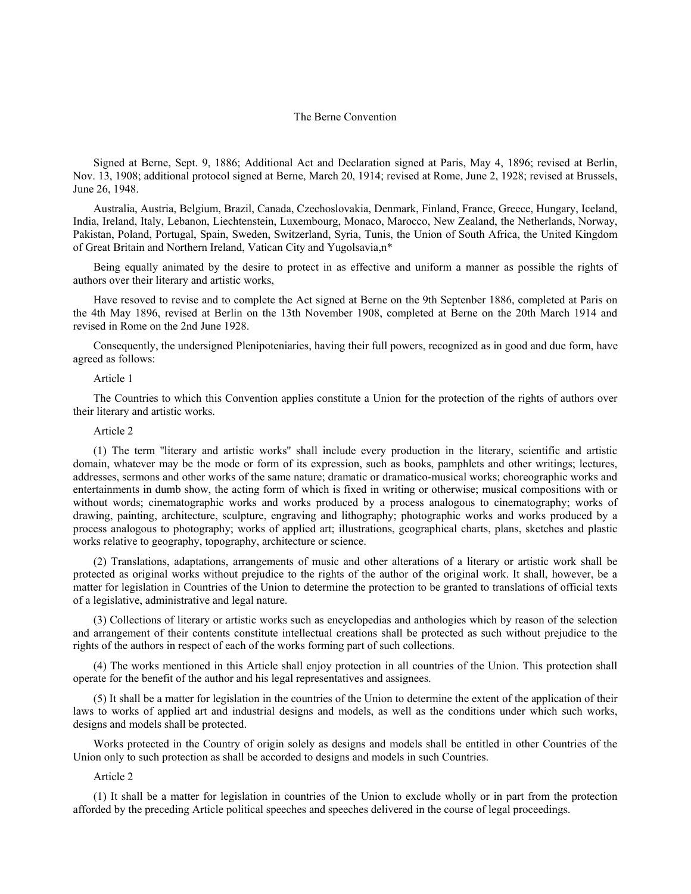# The Berne Convention

Signed at Berne, Sept. 9, 1886; Additional Act and Declaration signed at Paris, May 4, 1896; revised at Berlin, Nov. 13, 1908; additional protocol signed at Berne, March 20, 1914; revised at Rome, June 2, 1928; revised at Brussels, June 26, 1948.

Australia, Austria, Belgium, Brazil, Canada, Czechoslovakia, Denmark, Finland, France, Greece, Hungary, Iceland, India, Ireland, Italy, Lebanon, Liechtenstein, Luxembourg, Monaco, Marocco, New Zealand, the Netherlands, Norway, Pakistan, Poland, Portugal, Spain, Sweden, Switzerland, Syria, Tunis, the Union of South Africa, the United Kingdom of Great Britain and Northern Ireland, Vatican City and Yugolsavia,n*

Being equally animated by the desire to protect in as effective and uniform a manner as possible the rights of authors over their literary and artistic works,

Have resoved to revise and to complete the Act signed at Berne on the 9th Septenber 1886, completed at Paris on the 4th May 1896, revised at Berlin on the 13th November 1908, completed at Berne on the 20th March 1914 and revised in Rome on the 2nd June 1928.

Consequently, the undersigned Plenipoteniaries, having their full powers, recognized as in good and due form, have agreed as follows:

## Article 1

The Countries to which this Convention applies constitute a Union for the protection of the rights of authors over their literary and artistic works.

## Article 2

(1) The term "literary and artistic works" shall include every production in the literary, scientific and artistic domain, whatever may be the mode or form of its expression, such as books, pamphlets and other writings; lectures, addresses, sermons and other works of the same nature; dramatic or dramatico-musical works; choreographic works and entertainments in dumb show, the acting form of which is fixed in writing or otherwise; musical compositions with or without words; cinematographic works and works produced by a process analogous to cinematography; works of drawing, painting, architecture, sculpture, engraving and lithography; photographic works and works produced by a process analogous to photography; works of applied art; illustrations, geographical charts, plans, sketches and plastic works relative to geography, topography, architecture or science.

(2) Translations, adaptations, arrangements of music and other alterations of a literary or artistic work shall be protected as original works without prejudice to the rights of the author of the original work. It shall, however, be a matter for legislation in Countries of the Union to determine the protection to be granted to translations of official texts of a legislative, administrative and legal nature.

(3) Collections of literary or artistic works such as encyclopedias and anthologies which by reason of the selection and arrangement of their contents constitute intellectual creations shall be protected as such without prejudice to the rights of the authors in respect of each of the works forming part of such collections.

(4) The works mentioned in this Article shall enjoy protection in all countries of the Union. This protection shall operate for the benefit of the author and his legal representatives and assignees.

(5) It shall be a matter for legislation in the countries of the Union to determine the extent of the application of their laws to works of applied art and industrial designs and models, as well as the conditions under which such works, designs and models shall be protected.

Works protected in the Country of origin solely as designs and models shall be entitled in other Countries of the Union only to such protection as shall be accorded to designs and models in such Countries.

## Article 2

(1) It shall be a matter for legislation in countries of the Union to exclude wholly or in part from the protection afforded by the preceding Article political speeches and speeches delivered in the course of legal proceedings.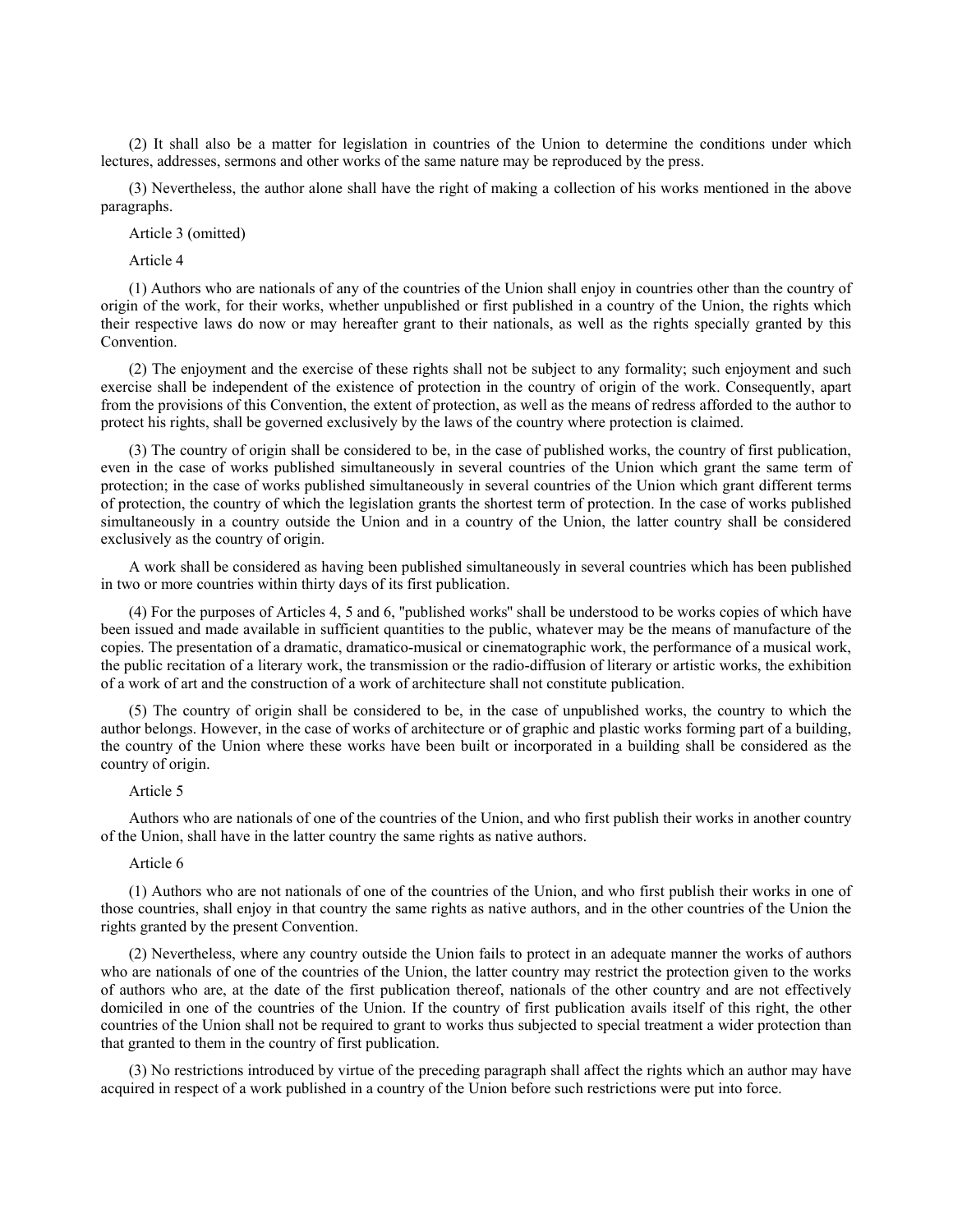(2) It shall also be a matter for legislation in countries of the Union to determine the conditions under which lectures, addresses, sermons and other works of the same nature may be reproduced by the press.

(3) Nevertheless, the author alone shall have the right of making a collection of his works mentioned in the above paragraphs.

Article 3 (omitted)

Article 4

(1) Authors who are nationals of any of the countries of the Union shall enjoy in countries other than the country of origin of the work, for their works, whether unpublished or first published in a country of the Union, the rights which their respective laws do now or may hereafter grant to their nationals, as well as the rights specially granted by this Convention.

(2) The enjoyment and the exercise of these rights shall not be subject to any formality; such enjoyment and such exercise shall be independent of the existence of protection in the country of origin of the work. Consequently, apart from the provisions of this Convention, the extent of protection, as well as the means of redress afforded to the author to protect his rights, shall be governed exclusively by the laws of the country where protection is claimed.

(3) The country of origin shall be considered to be, in the case of published works, the country of first publication, even in the case of works published simultaneously in several countries of the Union which grant the same term of protection; in the case of works published simultaneously in several countries of the Union which grant different terms of protection, the country of which the legislation grants the shortest term of protection. In the case of works published simultaneously in a country outside the Union and in a country of the Union, the latter country shall be considered exclusively as the country of origin.

A work shall be considered as having been published simultaneously in several countries which has been published in two or more countries within thirty days of its first publication.

(4) For the purposes of Articles 4, 5 and 6, "published works" shall be understood to be works copies of which have been issued and made available in sufficient quantities to the public, whatever may be the means of manufacture of the copies. The presentation of a dramatic, dramatico-musical or cinematographic work, the performance of a musical work, the public recitation of a literary work, the transmission or the radio-diffusion of literary or artistic works, the exhibition of a work of art and the construction of a work of architecture shall not constitute publication.

(5) The country of origin shall be considered to be, in the case of unpublished works, the country to which the author belongs. However, in the case of works of architecture or of graphic and plastic works forming part of a building, the country of the Union where these works have been built or incorporated in a building shall be considered as the country of origin.

Article 5

Authors who are nationals of one of the countries of the Union, and who first publish their works in another country of the Union, shall have in the latter country the same rights as native authors.

Article 6

(1) Authors who are not nationals of one of the countries of the Union, and who first publish their works in one of those countries, shall enjoy in that country the same rights as native authors, and in the other countries of the Union the rights granted by the present Convention.

(2) Nevertheless, where any country outside the Union fails to protect in an adequate manner the works of authors who are nationals of one of the countries of the Union, the latter country may restrict the protection given to the works of authors who are, at the date of the first publication thereof, nationals of the other country and are not effectively domiciled in one of the countries of the Union. If the country of first publication avails itself of this right, the other countries of the Union shall not be required to grant to works thus subjected to special treatment a wider protection than that granted to them in the country of first publication.

(3) No restrictions introduced by virtue of the preceding paragraph shall affect the rights which an author may have acquired in respect of a work published in a country of the Union before such restrictions were put into force.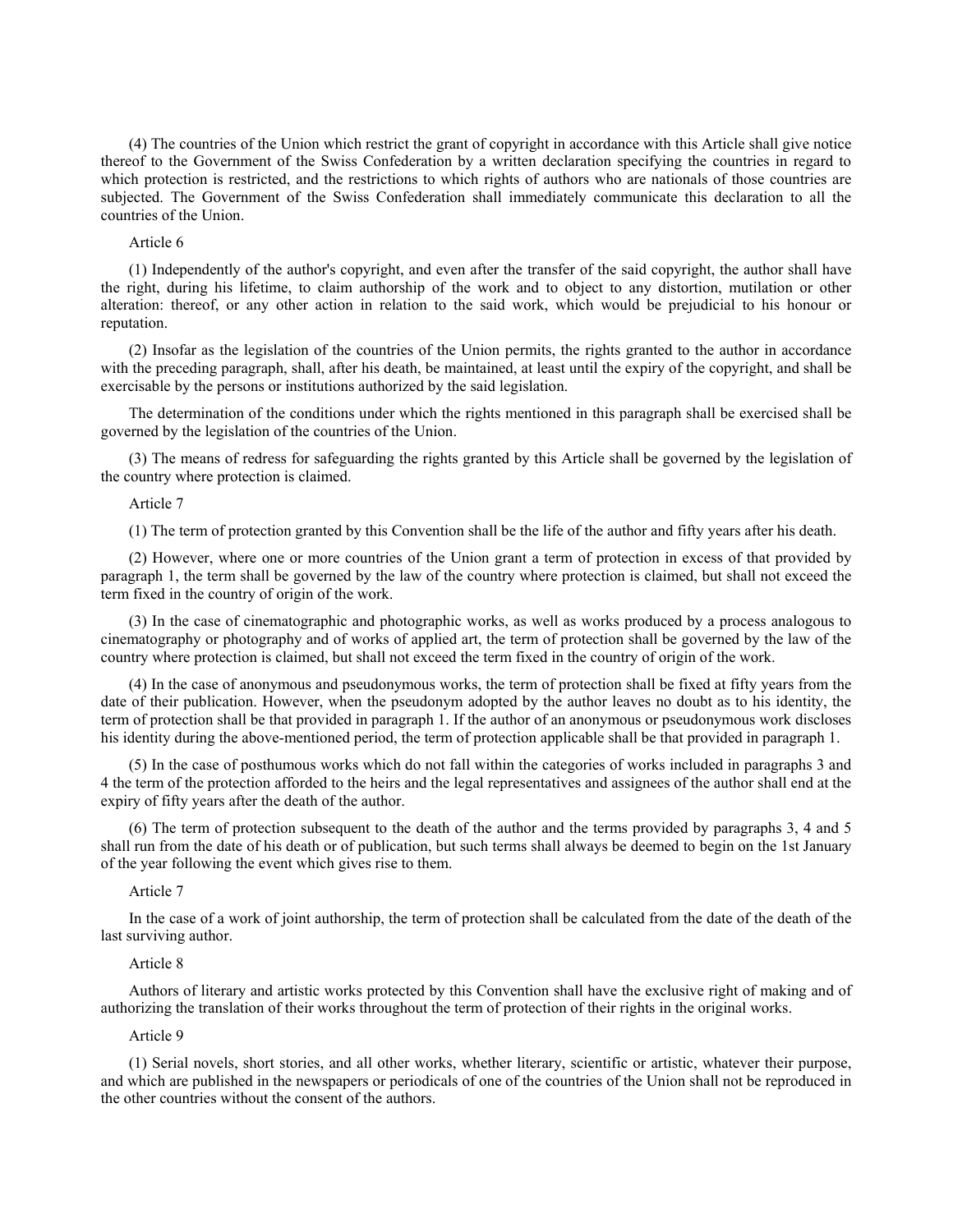(4) The countries of the Union which restrict the grant of copyright in accordance with this Article shall give notice thereof to the Government of the Swiss Confederation by a written declaration specifying the countries in regard to which protection is restricted, and the restrictions to which rights of authors who are nationals of those countries are subjected. The Government of the Swiss Confederation shall immediately communicate this declaration to all the countries of the Union.

Article 6

(1) Independently of the author's copyright, and even after the transfer of the said copyright, the author shall have the right, during his lifetime, to claim authorship of the work and to object to any distortion, mutilation or other alteration: thereof, or any other action in relation to the said work, which would be prejudicial to his honour or reputation.

(2) Insofar as the legislation of the countries of the Union permits, the rights granted to the author in accordance with the preceding paragraph, shall, after his death, be maintained, at least until the expiry of the copyright, and shall be exercisable by the persons or institutions authorized by the said legislation.

The determination of the conditions under which the rights mentioned in this paragraph shall be exercised shall be governed by the legislation of the countries of the Union.

(3) The means of redress for safeguarding the rights granted by this Article shall be governed by the legislation of the country where protection is claimed.

Article 7

(1) The term of protection granted by this Convention shall be the life of the author and fifty years after his death.

(2) However, where one or more countries of the Union grant a term of protection in excess of that provided by paragraph 1, the term shall be governed by the law of the country where protection is claimed, but shall not exceed the term fixed in the country of origin of the work.

(3) In the case of cinematographic and photographic works, as well as works produced by a process analogous to cinematography or photography and of works of applied art, the term of protection shall be governed by the law of the country where protection is claimed, but shall not exceed the term fixed in the country of origin of the work.

(4) In the case of anonymous and pseudonymous works, the term of protection shall be fixed at fifty years from the date of their publication. However, when the pseudonym adopted by the author leaves no doubt as to his identity, the term of protection shall be that provided in paragraph 1. If the author of an anonymous or pseudonymous work discloses his identity during the above-mentioned period, the term of protection applicable shall be that provided in paragraph 1.

(5) In the case of posthumous works which do not fall within the categories of works included in paragraphs 3 and 4 the term of the protection afforded to the heirs and the legal representatives and assignees of the author shall end at the expiry of fifty years after the death of the author.

(6) The term of protection subsequent to the death of the author and the terms provided by paragraphs 3, 4 and 5 shall run from the date of his death or of publication, but such terms shall always be deemed to begin on the 1st January of the year following the event which gives rise to them.

Article 7

In the case of a work of joint authorship, the term of protection shall be calculated from the date of the death of the last surviving author.

Article 8

Authors of literary and artistic works protected by this Convention shall have the exclusive right of making and of authorizing the translation of their works throughout the term of protection of their rights in the original works.

Article 9

(1) Serial novels, short stories, and all other works, whether literary, scientific or artistic, whatever their purpose, and which are published in the newspapers or periodicals of one of the countries of the Union shall not be reproduced in the other countries without the consent of the authors.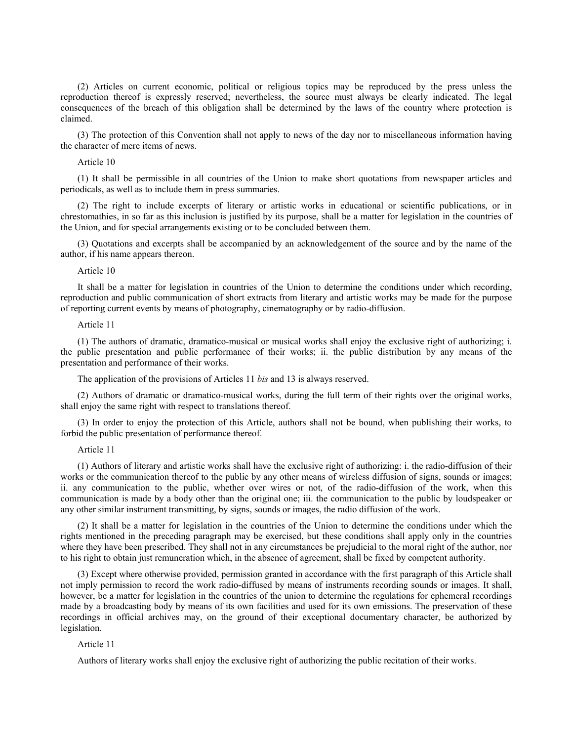(2) Articles on current economic, political or religious topics may be reproduced by the press unless the reproduction thereof is expressly reserved; nevertheless, the source must always be clearly indicated. The legal consequences of the breach of this obligation shall be determined by the laws of the country where protection is claimed.

(3) The protection of this Convention shall not apply to news of the day nor to miscellaneous information having the character of mere items of news.

Article 10

(1) It shall be permissible in all countries of the Union to make short quotations from newspaper articles and periodicals, as well as to include them in press summaries.

(2) The right to include excerpts of literary or artistic works in educational or scientific publications, or in chrestomathies, in so far as this inclusion is justified by its purpose, shall be a matter for legislation in the countries of the Union, and for special arrangements existing or to be concluded between them.

(3) Quotations and excerpts shall be accompanied by an acknowledgement of the source and by the name of the author, if his name appears thereon.

Article 10

It shall be a matter for legislation in countries of the Union to determine the conditions under which recording, reproduction and public communication of short extracts from literary and artistic works may be made for the purpose of reporting current events by means of photography, cinematography or by radio-diffusion.

Article 11

(1) The authors of dramatic, dramatico-musical or musical works shall enjoy the exclusive right of authorizing; i. the public presentation and public performance of their works; ii. the public distribution by any means of the presentation and performance of their works.

The application of the provisions of Articles 11 *bis* and 13 is always reserved.

(2) Authors of dramatic or dramatico-musical works, during the full term of their rights over the original works, shall enjoy the same right with respect to translations thereof.

(3) In order to enjoy the protection of this Article, authors shall not be bound, when publishing their works, to forbid the public presentation of performance thereof.

Article 11

(1) Authors of literary and artistic works shall have the exclusive right of authorizing: i. the radio-diffusion of their works or the communication thereof to the public by any other means of wireless diffusion of signs, sounds or images; ii. any communication to the public, whether over wires or not, of the radio-diffusion of the work, when this communication is made by a body other than the original one; iii. the communication to the public by loudspeaker or any other similar instrument transmitting, by signs, sounds or images, the radio diffusion of the work.

(2) It shall be a matter for legislation in the countries of the Union to determine the conditions under which the rights mentioned in the preceding paragraph may be exercised, but these conditions shall apply only in the countries where they have been prescribed. They shall not in any circumstances be prejudicial to the moral right of the author, nor to his right to obtain just remuneration which, in the absence of agreement, shall be fixed by competent authority.

(3) Except where otherwise provided, permission granted in accordance with the first paragraph of this Article shall not imply permission to record the work radio-diffused by means of instruments recording sounds or images. It shall, however, be a matter for legislation in the countries of the union to determine the regulations for ephemeral recordings made by a broadcasting body by means of its own facilities and used for its own emissions. The preservation of these recordings in official archives may, on the ground of their exceptional documentary character, be authorized by legislation.

Article 11

Authors of literary works shall enjoy the exclusive right of authorizing the public recitation of their works.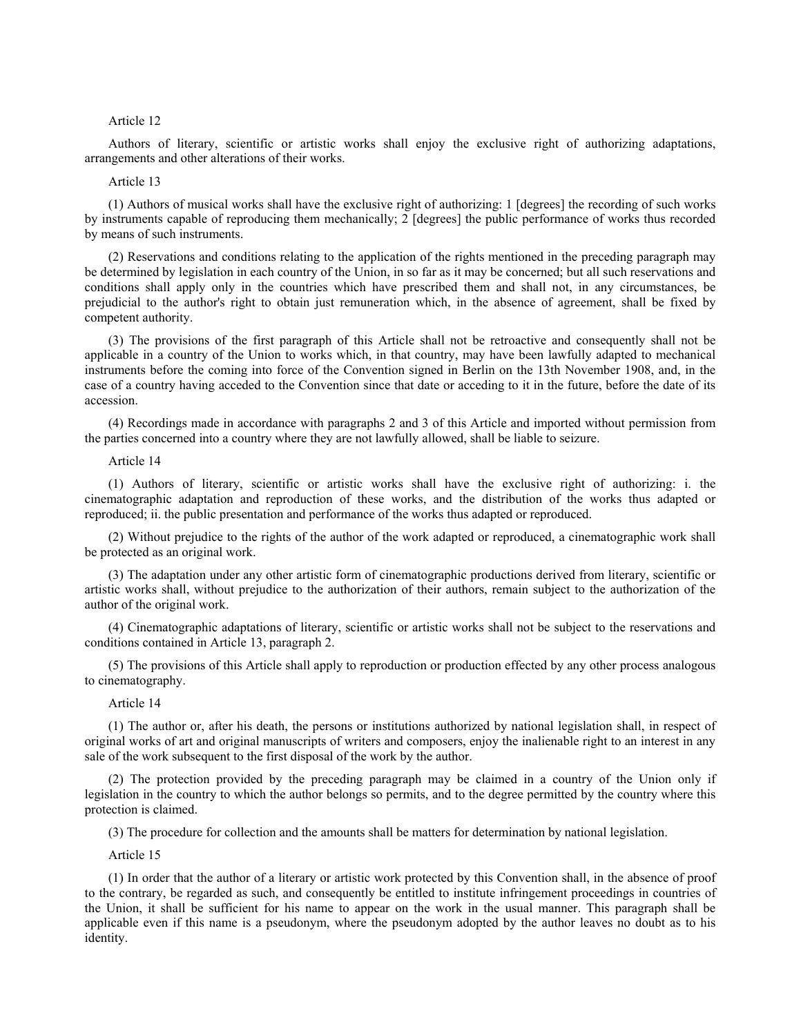Article 12

Authors of literary, scientific or artistic works shall enjoy the exclusive right of authorizing adaptations, arrangements and other alterations of their works.

Article 13

(1) Authors of musical works shall have the exclusive right of authorizing: 1 [degrees] the recording of such works by instruments capable of reproducing them mechanically; 2 [degrees] the public performance of works thus recorded by means of such instruments.

(2) Reservations and conditions relating to the application of the rights mentioned in the preceding paragraph may be determined by legislation in each country of the Union, in so far as it may be concerned; but all such reservations and conditions shall apply only in the countries which have prescribed them and shall not, in any circumstances, be prejudicial to the author's right to obtain just remuneration which, in the absence of agreement, shall be fixed by competent authority.

(3) The provisions of the first paragraph of this Article shall not be retroactive and consequently shall not be applicable in a country of the Union to works which, in that country, may have been lawfully adapted to mechanical instruments before the coming into force of the Convention signed in Berlin on the 13th November 1908, and, in the case of a country having acceded to the Convention since that date or acceding to it in the future, before the date of its accession.

(4) Recordings made in accordance with paragraphs 2 and 3 of this Article and imported without permission from the parties concerned into a country where they are not lawfully allowed, shall be liable to seizure.

Article 14

(1) Authors of literary, scientific or artistic works shall have the exclusive right of authorizing: i. the cinematographic adaptation and reproduction of these works, and the distribution of the works thus adapted or reproduced; ii. the public presentation and performance of the works thus adapted or reproduced.

(2) Without prejudice to the rights of the author of the work adapted or reproduced, a cinematographic work shall be protected as an original work.

(3) The adaptation under any other artistic form of cinematographic productions derived from literary, scientific or artistic works shall, without prejudice to the authorization of their authors, remain subject to the authorization of the author of the original work.

(4) Cinematographic adaptations of literary, scientific or artistic works shall not be subject to the reservations and conditions contained in Article 13, paragraph 2.

(5) The provisions of this Article shall apply to reproduction or production effected by any other process analogous to cinematography.

Article 14

(1) The author or, after his death, the persons or institutions authorized by national legislation shall, in respect of original works of art and original manuscripts of writers and composers, enjoy the inalienable right to an interest in any sale of the work subsequent to the first disposal of the work by the author.

(2) The protection provided by the preceding paragraph may be claimed in a country of the Union only if legislation in the country to which the author belongs so permits, and to the degree permitted by the country where this protection is claimed.

(3) The procedure for collection and the amounts shall be matters for determination by national legislation.

Article 15

(1) In order that the author of a literary or artistic work protected by this Convention shall, in the absence of proof to the contrary, be regarded as such, and consequently be entitled to institute infringement proceedings in countries of the Union, it shall be sufficient for his name to appear on the work in the usual manner. This paragraph shall be applicable even if this name is a pseudonym, where the pseudonym adopted by the author leaves no doubt as to his identity.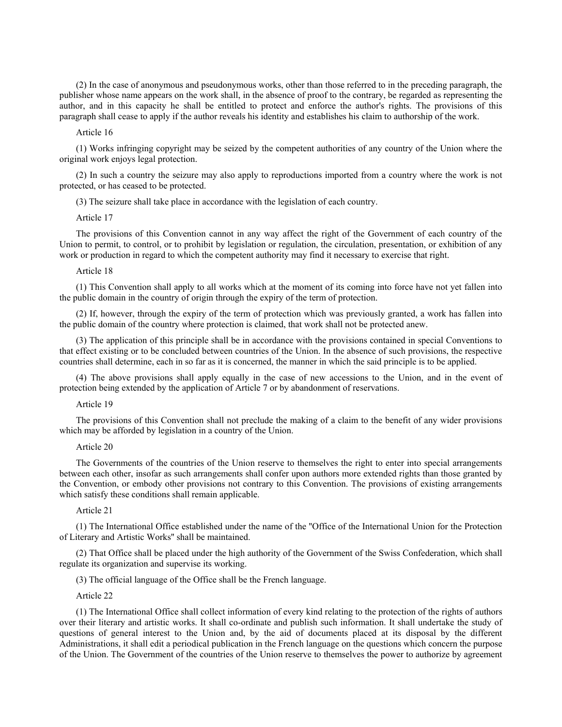(2) In the case of anonymous and pseudonymous works, other than those referred to in the preceding paragraph, the publisher whose name appears on the work shall, in the absence of proof to the contrary, be regarded as representing the author, and in this capacity he shall be entitled to protect and enforce the author's rights. The provisions of this paragraph shall cease to apply if the author reveals his identity and establishes his claim to authorship of the work.

Article 16

(1) Works infringing copyright may be seized by the competent authorities of any country of the Union where the original work enjoys legal protection.

(2) In such a country the seizure may also apply to reproductions imported from a country where the work is not protected, or has ceased to be protected.

(3) The seizure shall take place in accordance with the legislation of each country.

Article 17

The provisions of this Convention cannot in any way affect the right of the Government of each country of the Union to permit, to control, or to prohibit by legislation or regulation, the circulation, presentation, or exhibition of any work or production in regard to which the competent authority may find it necessary to exercise that right.

Article 18

(1) This Convention shall apply to all works which at the moment of its coming into force have not yet fallen into the public domain in the country of origin through the expiry of the term of protection.

(2) If, however, through the expiry of the term of protection which was previously granted, a work has fallen into the public domain of the country where protection is claimed, that work shall not be protected anew.

(3) The application of this principle shall be in accordance with the provisions contained in special Conventions to that effect existing or to be concluded between countries of the Union. In the absence of such provisions, the respective countries shall determine, each in so far as it is concerned, the manner in which the said principle is to be applied.

(4) The above provisions shall apply equally in the case of new accessions to the Union, and in the event of protection being extended by the application of Article 7 or by abandonment of reservations.

Article 19

The provisions of this Convention shall not preclude the making of a claim to the benefit of any wider provisions which may be afforded by legislation in a country of the Union.

Article 20

The Governments of the countries of the Union reserve to themselves the right to enter into special arrangements between each other, insofar as such arrangements shall confer upon authors more extended rights than those granted by the Convention, or embody other provisions not contrary to this Convention. The provisions of existing arrangements which satisfy these conditions shall remain applicable.

Article 21

(1) The International Office established under the name of the "Office of the International Union for the Protection of Literary and Artistic Works" shall be maintained.

(2) That Office shall be placed under the high authority of the Government of the Swiss Confederation, which shall regulate its organization and supervise its working.

(3) The official language of the Office shall be the French language.

Article 22

(1) The International Office shall collect information of every kind relating to the protection of the rights of authors over their literary and artistic works. It shall co-ordinate and publish such information. It shall undertake the study of questions of general interest to the Union and, by the aid of documents placed at its disposal by the different Administrations, it shall edit a periodical publication in the French language on the questions which concern the purpose of the Union. The Government of the countries of the Union reserve to themselves the power to authorize by agreement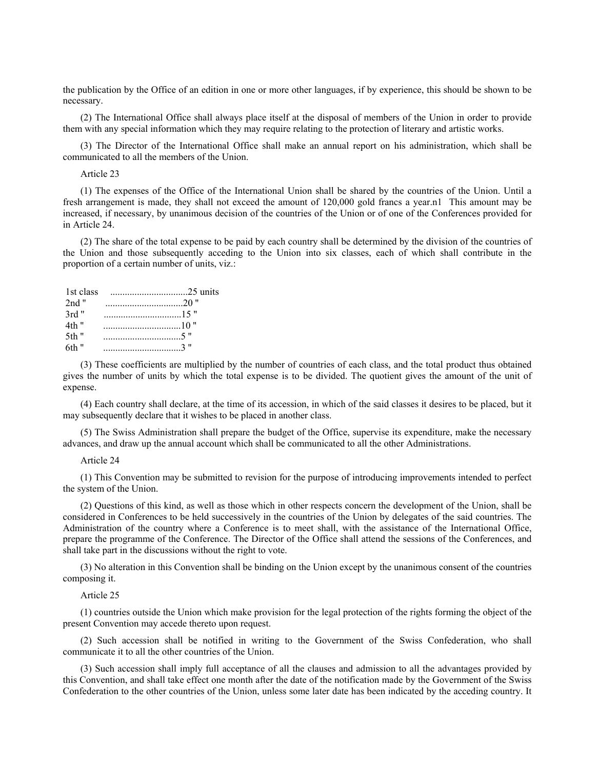the publication by the Office of an edition in one or more other languages, if by experience, this should be shown to be necessary.

(2) The International Office shall always place itself at the disposal of members of the Union in order to provide them with any special information which they may require relating to the protection of literary and artistic works.

(3) The Director of the International Office shall make an annual report on his administration, which shall be communicated to all the members of the Union.

Article 23

(1) The expenses of the Office of the International Union shall be shared by the countries of the Union. Until a fresh arrangement is made, they shall not exceed the amount of 120,000 gold francs a year.n1 This amount may be increased, if necessary, by unanimous decision of the countries of the Union or of one of the Conferences provided for in Article 24.

(2) The share of the total expense to be paid by each country shall be determined by the division of the countries of the Union and those subsequently acceding to the Union into six classes, each of which shall contribute in the proportion of a certain number of units, viz.:

1st class ................................25 units
2nd " ................................20 "
3rd " ................................15 "
4th " ................................10 "
5th " ................................5 "
6th " ................................3 "

(3) These coefficients are multiplied by the number of countries of each class, and the total product thus obtained gives the number of units by which the total expense is to be divided. The quotient gives the amount of the unit of expense.

(4) Each country shall declare, at the time of its accession, in which of the said classes it desires to be placed, but it may subsequently declare that it wishes to be placed in another class.

(5) The Swiss Administration shall prepare the budget of the Office, supervise its expenditure, make the necessary advances, and draw up the annual account which shall be communicated to all the other Administrations.

Article 24

(1) This Convention may be submitted to revision for the purpose of introducing improvements intended to perfect the system of the Union.

(2) Questions of this kind, as well as those which in other respects concern the development of the Union, shall be considered in Conferences to be held successively in the countries of the Union by delegates of the said countries. The Administration of the country where a Conference is to meet shall, with the assistance of the International Office, prepare the programme of the Conference. The Director of the Office shall attend the sessions of the Conferences, and shall take part in the discussions without the right to vote.

(3) No alteration in this Convention shall be binding on the Union except by the unanimous consent of the countries composing it.

Article 25

(1) countries outside the Union which make provision for the legal protection of the rights forming the object of the present Convention may accede thereto upon request.

(2) Such accession shall be notified in writing to the Government of the Swiss Confederation, who shall communicate it to all the other countries of the Union.

(3) Such accession shall imply full acceptance of all the clauses and admission to all the advantages provided by this Convention, and shall take effect one month after the date of the notification made by the Government of the Swiss Confederation to the other countries of the Union, unless some later date has been indicated by the acceding country. It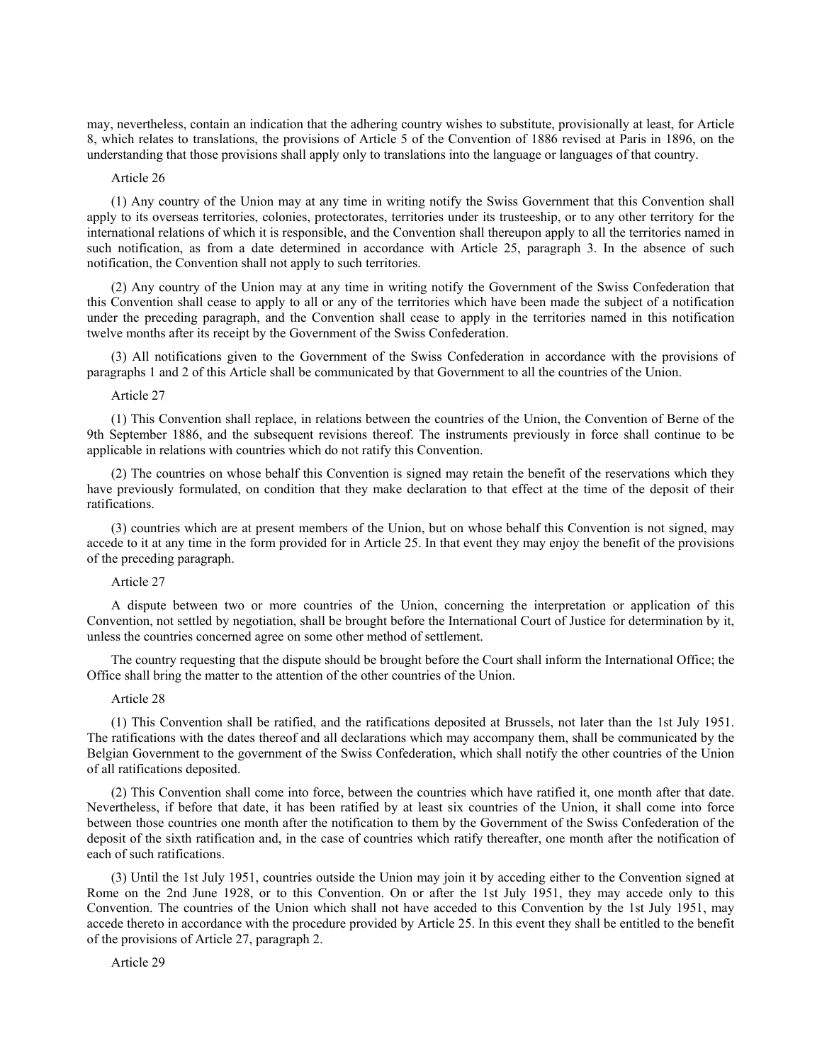may, nevertheless, contain an indication that the adhering country wishes to substitute, provisionally at least, for Article 8, which relates to translations, the provisions of Article 5 of the Convention of 1886 revised at Paris in 1896, on the understanding that those provisions shall apply only to translations into the language or languages of that country.

Article 26

(1) Any country of the Union may at any time in writing notify the Swiss Government that this Convention shall apply to its overseas territories, colonies, protectorates, territories under its trusteeship, or to any other territory for the international relations of which it is responsible, and the Convention shall thereupon apply to all the territories named in such notification, as from a date determined in accordance with Article 25, paragraph 3. In the absence of such notification, the Convention shall not apply to such territories.

(2) Any country of the Union may at any time in writing notify the Government of the Swiss Confederation that this Convention shall cease to apply to all or any of the territories which have been made the subject of a notification under the preceding paragraph, and the Convention shall cease to apply in the territories named in this notification twelve months after its receipt by the Government of the Swiss Confederation.

(3) All notifications given to the Government of the Swiss Confederation in accordance with the provisions of paragraphs 1 and 2 of this Article shall be communicated by that Government to all the countries of the Union.

Article 27

(1) This Convention shall replace, in relations between the countries of the Union, the Convention of Berne of the 9th September 1886, and the subsequent revisions thereof. The instruments previously in force shall continue to be applicable in relations with countries which do not ratify this Convention.

(2) The countries on whose behalf this Convention is signed may retain the benefit of the reservations which they have previously formulated, on condition that they make declaration to that effect at the time of the deposit of their ratifications.

(3) countries which are at present members of the Union, but on whose behalf this Convention is not signed, may accede to it at any time in the form provided for in Article 25. In that event they may enjoy the benefit of the provisions of the preceding paragraph.

Article 27

A dispute between two or more countries of the Union, concerning the interpretation or application of this Convention, not settled by negotiation, shall be brought before the International Court of Justice for determination by it, unless the countries concerned agree on some other method of settlement.

The country requesting that the dispute should be brought before the Court shall inform the International Office; the Office shall bring the matter to the attention of the other countries of the Union.

Article 28

(1) This Convention shall be ratified, and the ratifications deposited at Brussels, not later than the 1st July 1951. The ratifications with the dates thereof and all declarations which may accompany them, shall be communicated by the Belgian Government to the government of the Swiss Confederation, which shall notify the other countries of the Union of all ratifications deposited.

(2) This Convention shall come into force, between the countries which have ratified it, one month after that date. Nevertheless, if before that date, it has been ratified by at least six countries of the Union, it shall come into force between those countries one month after the notification to them by the Government of the Swiss Confederation of the deposit of the sixth ratification and, in the case of countries which ratify thereafter, one month after the notification of each of such ratifications.

(3) Until the 1st July 1951, countries outside the Union may join it by acceding either to the Convention signed at Rome on the 2nd June 1928, or to this Convention. On or after the 1st July 1951, they may accede only to this Convention. The countries of the Union which shall not have acceded to this Convention by the 1st July 1951, may accede thereto in accordance with the procedure provided by Article 25. In this event they shall be entitled to the benefit of the provisions of Article 27, paragraph 2.

Article 29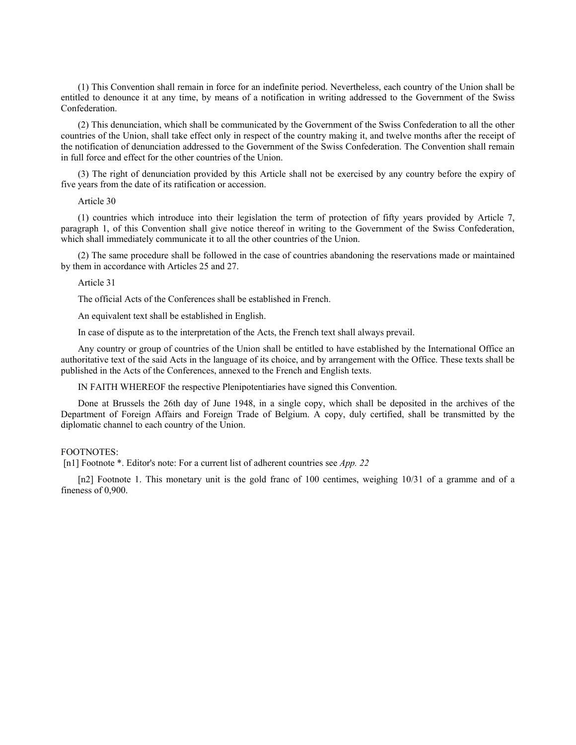(1) This Convention shall remain in force for an indefinite period. Nevertheless, each country of the Union shall be entitled to denounce it at any time, by means of a notification in writing addressed to the Government of the Swiss Confederation.

(2) This denunciation, which shall be communicated by the Government of the Swiss Confederation to all the other countries of the Union, shall take effect only in respect of the country making it, and twelve months after the receipt of the notification of denunciation addressed to the Government of the Swiss Confederation. The Convention shall remain in full force and effect for the other countries of the Union.

(3) The right of denunciation provided by this Article shall not be exercised by any country before the expiry of five years from the date of its ratification or accession.

Article 30

(1) countries which introduce into their legislation the term of protection of fifty years provided by Article 7, paragraph 1, of this Convention shall give notice thereof in writing to the Government of the Swiss Confederation, which shall immediately communicate it to all the other countries of the Union.

(2) The same procedure shall be followed in the case of countries abandoning the reservations made or maintained by them in accordance with Articles 25 and 27.

Article 31

The official Acts of the Conferences shall be established in French.

An equivalent text shall be established in English.

In case of dispute as to the interpretation of the Acts, the French text shall always prevail.

Any country or group of countries of the Union shall be entitled to have established by the International Office an authoritative text of the said Acts in the language of its choice, and by arrangement with the Office. These texts shall be published in the Acts of the Conferences, annexed to the French and English texts.

IN FAITH WHEREOF the respective Plenipotentiaries have signed this Convention.

Done at Brussels the 26th day of June 1948, in a single copy, which shall be deposited in the archives of the Department of Foreign Affairs and Foreign Trade of Belgium. A copy, duly certified, shall be transmitted by the diplomatic channel to each country of the Union.

FOOTNOTES:

[n1] Footnote *. Editor's note: For a current list of adherent countries see *App. 22*

[n2] Footnote 1. This monetary unit is the gold franc of 100 centimes, weighing 10/31 of a gramme and of a fineness of 0,900.